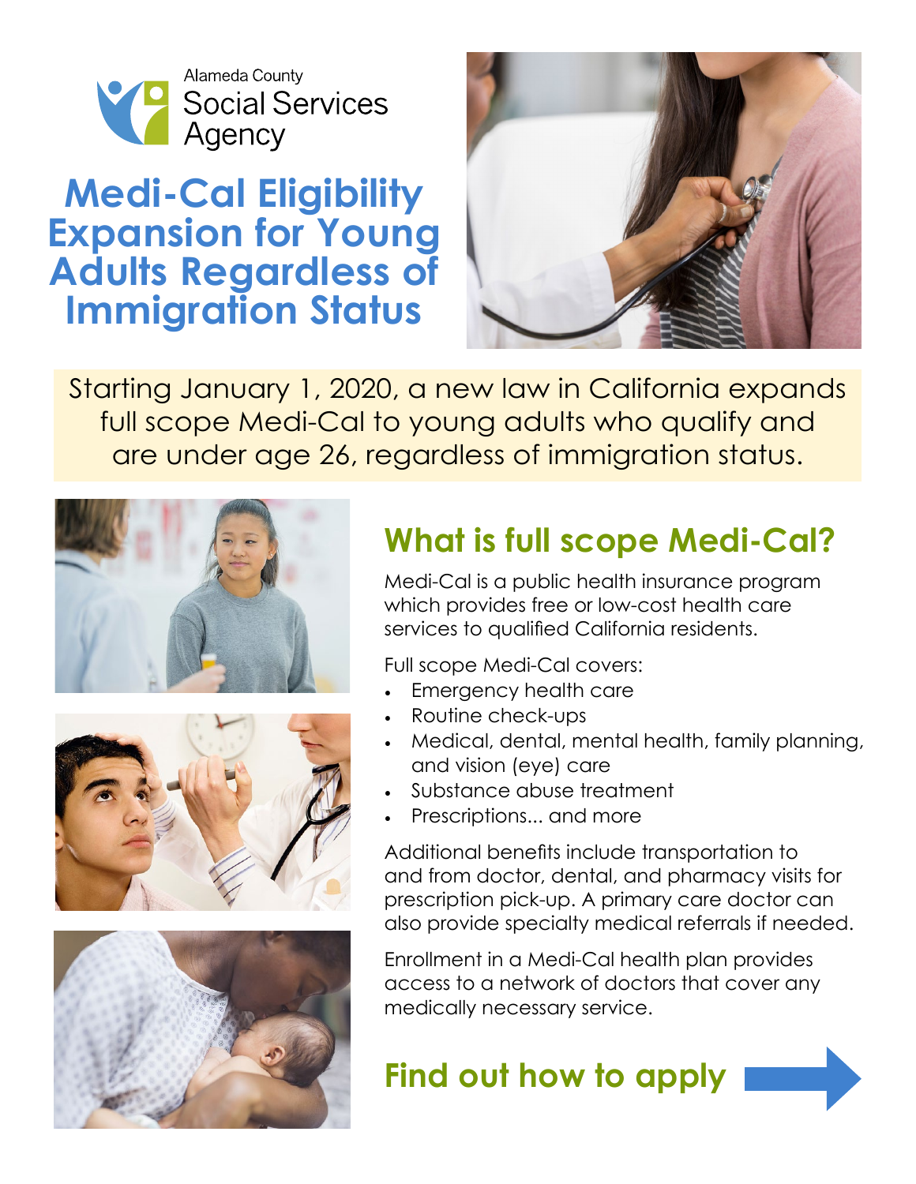Alameda County Social Services Agency

# Medi-Cal Eligibility Expansion for Young Adults Regardless of Immigration Status

Starting January 1, 2020, a new law in California expands full scope Medi-Cal to young adults who qualify and are under age 26, regardless of immigration status.

## What is full scope Medi-Cal?

Medi-Cal is a public health insurance program which provides free or low-cost health care services to qualified California residents.

Full scope Medi-Cal covers:

- Emergency health care
- Routine check-ups
- Medical, dental, mental health, family planning, and vision (eye) care
- Substance abuse treatment
- Prescriptions... and more

Additional benefits include transportation to and from doctor, dental, and pharmacy visits for prescription pick-up. A primary care doctor can also provide specialty medical referrals if needed.

Enrollment in a Medi-Cal health plan provides access to a network of doctors that cover any medically necessary service.

## Find out how to apply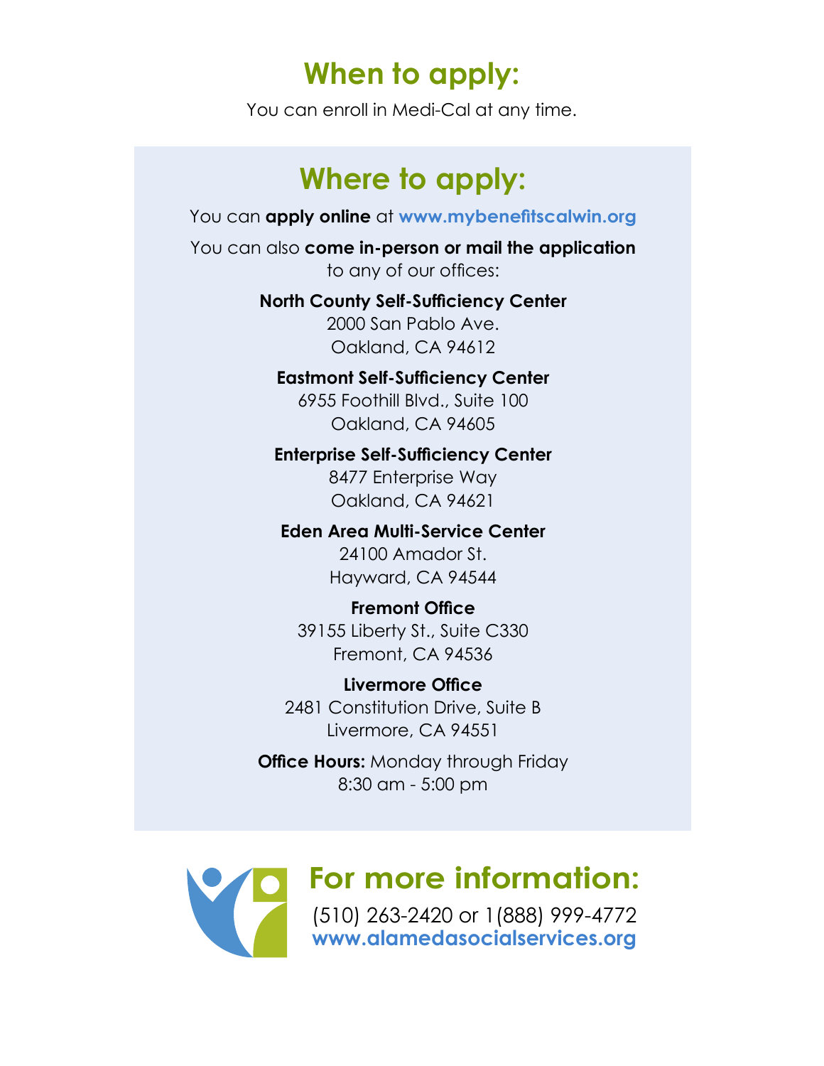## When to apply:

You can enroll in Medi-Cal at any time.

## Where to apply:

You can **apply online** at **www.mybenefitscalwin.org**

You can also **come in-person or mail the application** to any of our offices:

**North County Self-Sufficiency Center**
2000 San Pablo Ave.
Oakland, CA 94612

**Eastmont Self-Sufficiency Center**
6955 Foothill Blvd., Suite 100
Oakland, CA 94605

**Enterprise Self-Sufficiency Center**
8477 Enterprise Way
Oakland, CA 94621

**Eden Area Multi-Service Center**
24100 Amador St.
Hayward, CA 94544

**Fremont Office**
39155 Liberty St., Suite C330
Fremont, CA 94536

**Livermore Office**
2481 Constitution Drive, Suite B
Livermore, CA 94551

**Office Hours:** Monday through Friday
8:30 am - 5:00 pm

## For more information:

(510) 263-2420 or 1(888) 999-4772
**www.alamedasocialservices.org**